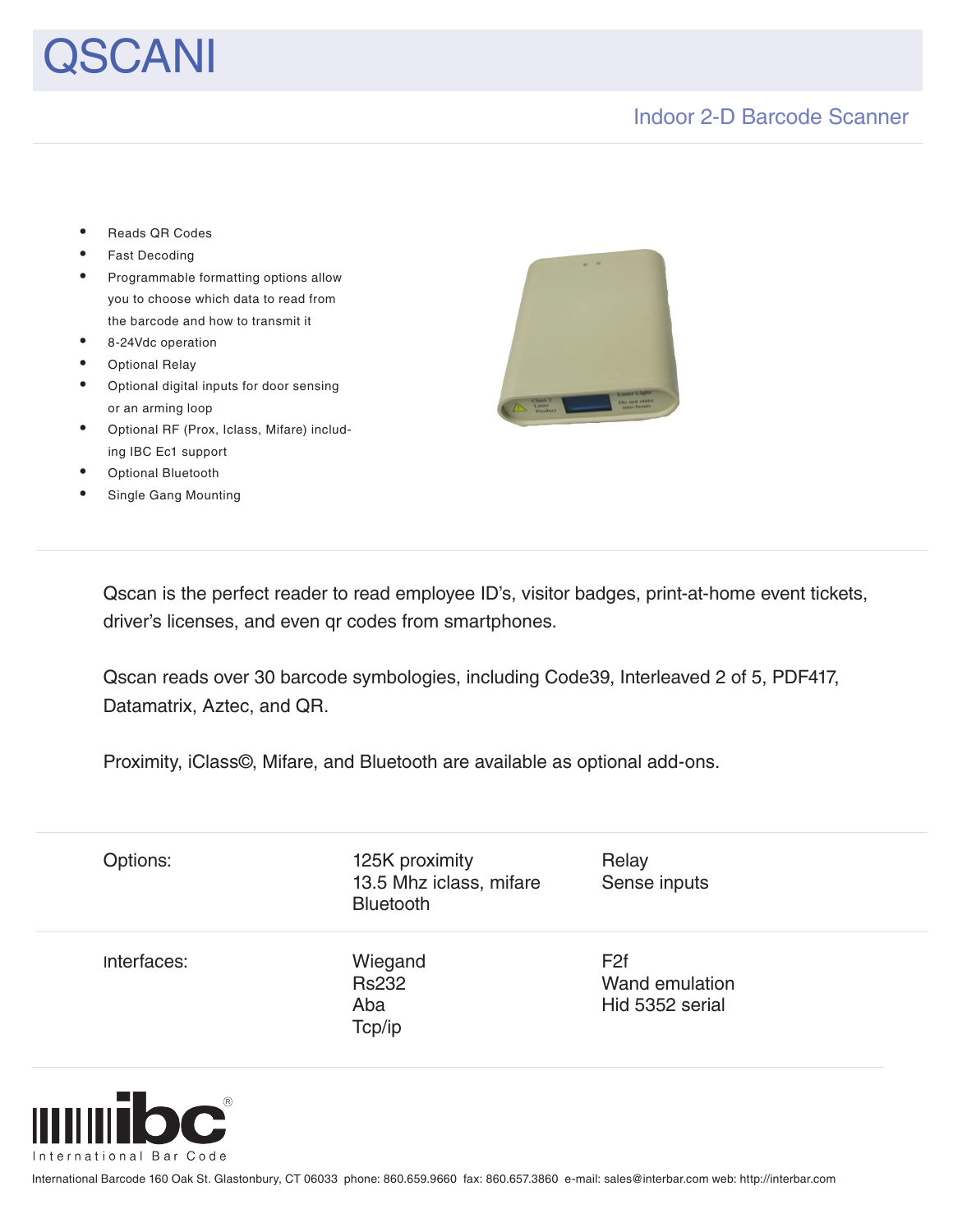# QSCANI

## Indoor 2-D Barcode Scanner

- Reads QR Codes
- Fast Decoding
- Programmable formatting options allow you to choose which data to read from the barcode and how to transmit it
- 8-24Vdc operation
- Optional Relay
- Optional digital inputs for door sensing or an arming loop
- Optional RF (Prox, Iclass, Mifare) including IBC Ec1 support
- Optional Bluetooth
- Single Gang Mounting

Qscan is the perfect reader to read employee ID's, visitor badges, print-at-home event tickets, driver's licenses, and even qr codes from smartphones.

Qscan reads over 30 barcode symbologies, including Code39, Interleaved 2 of 5, PDF417, Datamatrix, Aztec, and QR.

Proximity, iClass©, Mifare, and Bluetooth are available as optional add-ons.

| | | |
|---|---|---|
| Options: | 125K proximity<br>13.5 Mhz iclass, mifare<br>Bluetooth | Relay<br>Sense inputs |
| Interfaces: | Wiegand<br>Rs232<br>Aba<br>Tcp/ip | F2f<br>Wand emulation<br>Hid 5352 serial |

ibc® International Bar Code

International Barcode 160 Oak St. Glastonbury, CT 06033 phone: 860.659.9660 fax: 860.657.3860 e-mail: sales@interbar.com web: http://interbar.com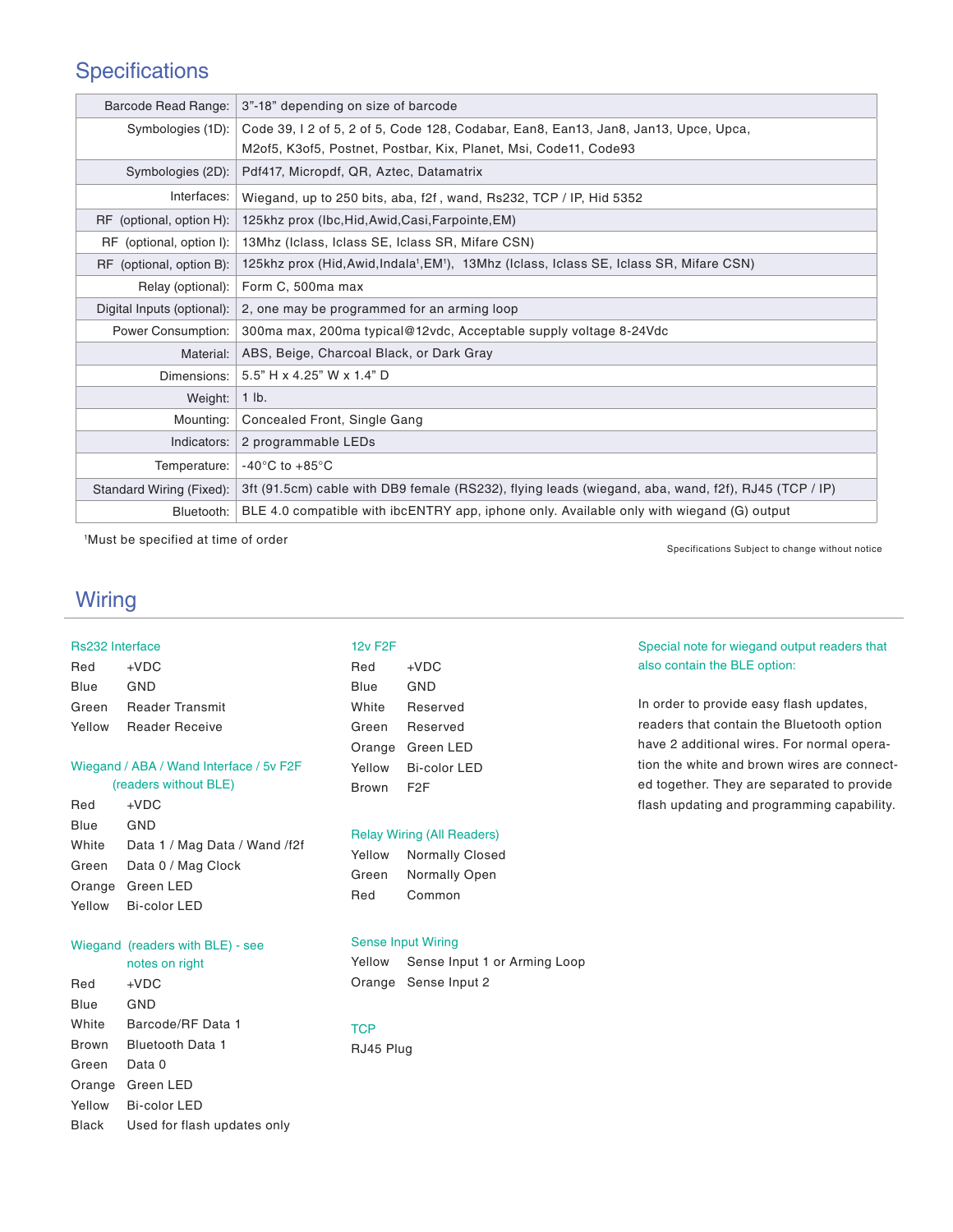## Specifications

| | |
|---|---|
| Barcode Read Range: | 3”-18” depending on size of barcode |
| Symbologies (1D): | Code 39, I 2 of 5, 2 of 5, Code 128, Codabar, Ean8, Ean13, Jan8, Jan13, Upce, Upca, M2of5, K3of5, Postnet, Postbar, Kix, Planet, Msi, Code11, Code93 |
| Symbologies (2D): | Pdf417, Micropdf, QR, Aztec, Datamatrix |
| Interfaces: | Wiegand, up to 250 bits, aba, f2f , wand, Rs232, TCP / IP, Hid 5352 |
| RF (optional, option H): | 125khz prox (Ibc,Hid,Awid,Casi,Farpointe,EM) |
| RF (optional, option I): | 13Mhz (Iclass, Iclass SE, Iclass SR, Mifare CSN) |
| RF (optional, option B): | 125khz prox (Hid,Awid,Indala[1],EM[1]), 13Mhz (Iclass, Iclass SE, Iclass SR, Mifare CSN) |
| Relay (optional): | Form C, 500ma max |
| Digital Inputs (optional): | 2, one may be programmed for an arming loop |
| Power Consumption: | 300ma max, 200ma typical@12vdc, Acceptable supply voltage 8-24Vdc |
| Material: | ABS, Beige, Charcoal Black, or Dark Gray |
| Dimensions: | 5.5” H x 4.25” W x 1.4” D |
| Weight: | 1 lb. |
| Mounting: | Concealed Front, Single Gang |
| Indicators: | 2 programmable LEDs |
| Temperature: | -40°C to +85°C |
| Standard Wiring (Fixed): | 3ft (91.5cm) cable with DB9 female (RS232), flying leads (wiegand, aba, wand, f2f), RJ45 (TCP / IP) |
| Bluetooth: | BLE 4.0 compatible with ibcENTRY app, iphone only. Available only with wiegand (G) output |

[1]Must be specified at time of order

Specifications Subject to change without notice

## Wiring

### Rs232 Interface

| | |
|---|---|
| Red | +VDC |
| Blue | GND |
| Green | Reader Transmit |
| Yellow | Reader Receive |

### Wiegand / ABA / Wand Interface / 5v F2F (readers without BLE)

| | |
|---|---|
| Red | +VDC |
| Blue | GND |
| White | Data 1 / Mag Data / Wand /f2f |
| Green | Data 0 / Mag Clock |
| Orange | Green LED |
| Yellow | Bi-color LED |

### Wiegand (readers with BLE) - see notes on right

| | |
|---|---|
| Red | +VDC |
| Blue | GND |
| White | Barcode/RF Data 1 |
| Brown | Bluetooth Data 1 |
| Green | Data 0 |
| Orange | Green LED |
| Yellow | Bi-color LED |
| Black | Used for flash updates only |

### 12v F2F

| | |
|---|---|
| Red | +VDC |
| Blue | GND |
| White | Reserved |
| Green | Reserved |
| Orange | Green LED |
| Yellow | Bi-color LED |
| Brown | F2F |

### Relay Wiring (All Readers)

| | |
|---|---|
| Yellow | Normally Closed |
| Green | Normally Open |
| Red | Common |

### Sense Input Wiring

| | |
|---|---|
| Yellow | Sense Input 1 or Arming Loop |
| Orange | Sense Input 2 |

### TCP

RJ45 Plug

### Special note for wiegand output readers that also contain the BLE option:

In order to provide easy flash updates, readers that contain the Bluetooth option have 2 additional wires. For normal operation the white and brown wires are connected together. They are separated to provide flash updating and programming capability.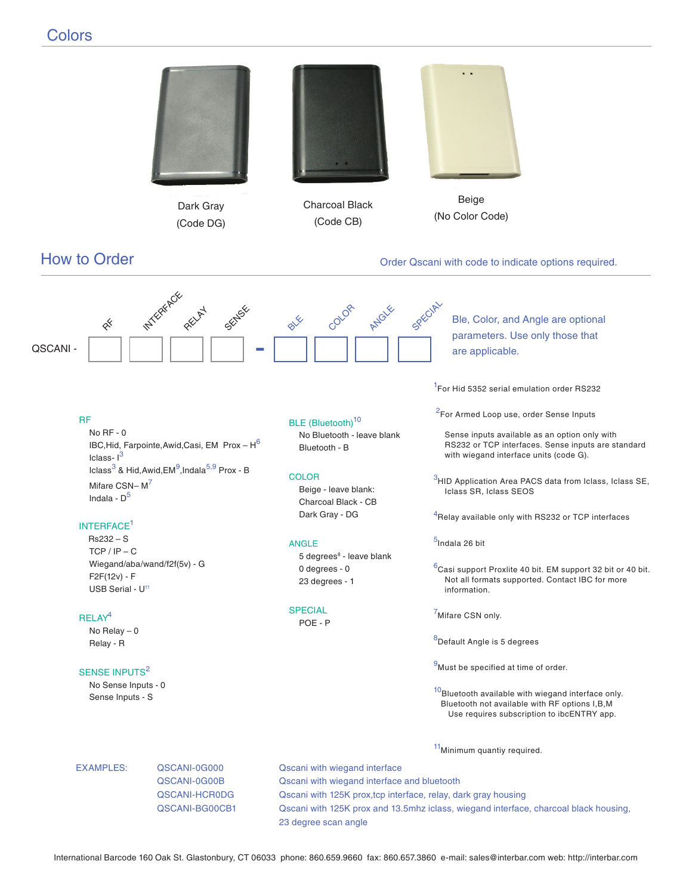## Colors

Dark Gray
(Code DG)

Charcoal Black
(Code CB)

Beige
(No Color Code)

## How to Order

Order Qscani with code to indicate options required.

QSCANI - [RF] [INTERFACE] [RELAY] [SENSE] - [BLE] [COLOR] [ANGLE] [SPECIAL]

Ble, Color, and Angle are optional parameters. Use only those that are applicable.

**RF**
- No RF - 0
- IBC,Hid, Farpointe,Awid,Casi, EM Prox – H[6]
- Iclass- I[3]
- Iclass[3] & Hid,Awid,EM[9],Indala[5,9] Prox - B
- Mifare CSN– M[7]
- Indala - D[5]

**INTERFACE**[1]
- Rs232 – S
- TCP / IP – C
- Wiegand/aba/wand/f2f(5v) - G
- F2F(12v) - F
- USB Serial - U[11]

**RELAY**[4]
- No Relay – 0
- Relay - R

**SENSE INPUTS**[2]
- No Sense Inputs - 0
- Sense Inputs - S

**BLE (Bluetooth)**[10]
- No Bluetooth - leave blank
- Bluetooth - B

**COLOR**
- Beige - leave blank:
- Charcoal Black - CB
- Dark Gray - DG

**ANGLE**
- 5 degrees[8] - leave blank
- 0 degrees - 0
- 23 degrees - 1

**SPECIAL**
- POE - P

[1]For Hid 5352 serial emulation order RS232

[2]For Armed Loop use, order Sense Inputs

Sense inputs available as an option only with RS232 or TCP interfaces. Sense inputs are standard with wiegand interface units (code G).

[3]HID Application Area PACS data from Iclass, Iclass SE, Iclass SR, Iclass SEOS

[4]Relay available only with RS232 or TCP interfaces

[5]Indala 26 bit

[6]Casi support Proxlite 40 bit. EM support 32 bit or 40 bit. Not all formats supported. Contact IBC for more information.

[7]Mifare CSN only.

[8]Default Angle is 5 degrees

[9]Must be specified at time of order.

[10]Bluetooth available with wiegand interface only. Bluetooth not available with RF options I,B,M Use requires subscription to ibcENTRY app.

[11]Minimum quantiy required.

**EXAMPLES:**

| | |
|---|---|
| QSCANI-0G000 | Qscani with wiegand interface |
| QSCANI-0G00B | Qscani with wiegand interface and bluetooth |
| QSCANI-HCR0DG | Qscani with 125K prox,tcp interface, relay, dark gray housing |
| QSCANI-BG00CB1 | Qscani with 125K prox and 13.5mhz iclass, wiegand interface, charcoal black housing, 23 degree scan angle |

International Barcode 160 Oak St. Glastonbury, CT 06033 phone: 860.659.9660 fax: 860.657.3860 e-mail: sales@interbar.com web: http://interbar.com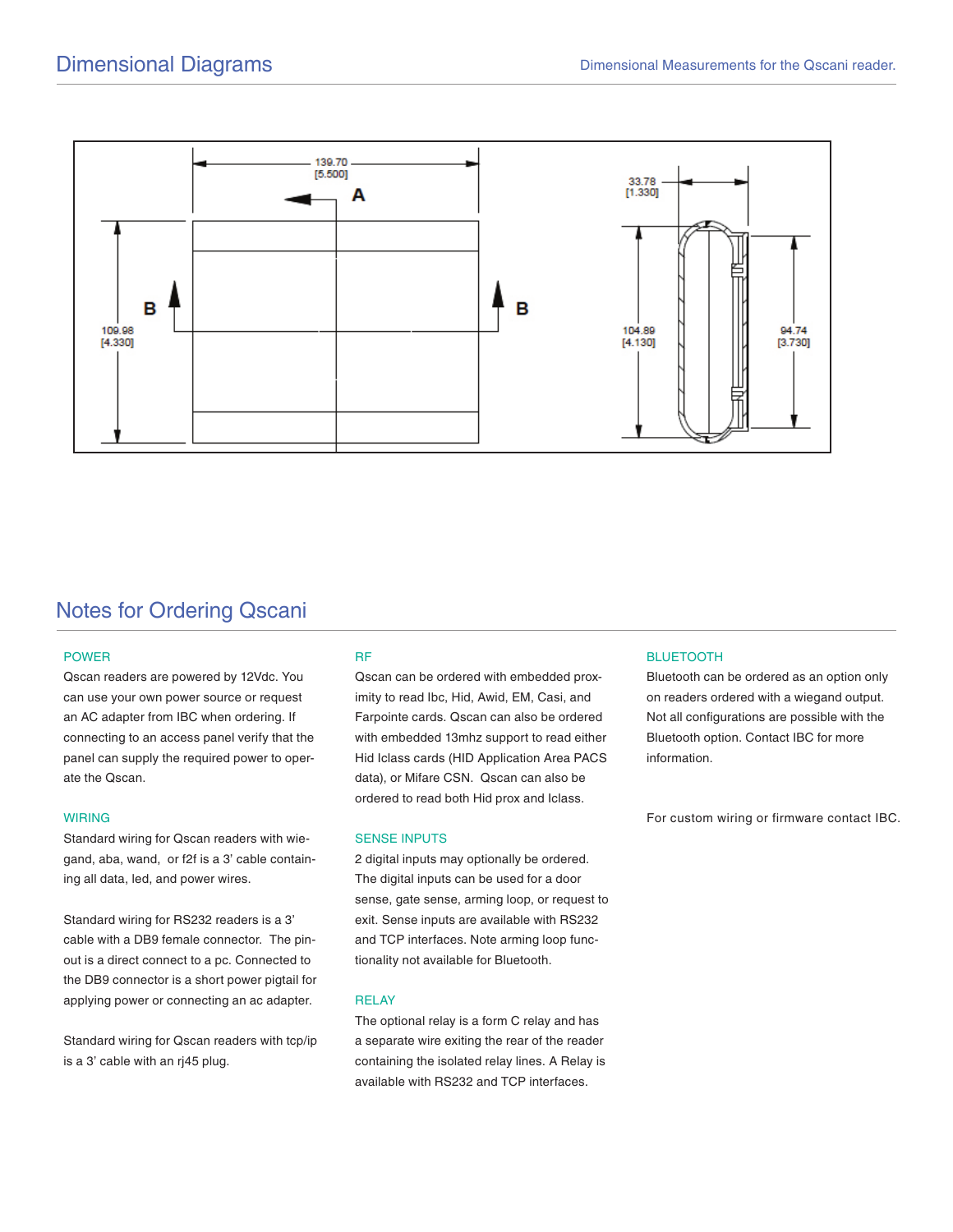# Dimensional Diagrams

Dimensional Measurements for the Qscani reader.

139.70
[5.500]

A

B

B

109.98
[4.330]

33.78
[1.330]

104.89
[4.130]

94.74
[3.730]

# Notes for Ordering Qscani

## POWER

Qscan readers are powered by 12Vdc. You can use your own power source or request an AC adapter from IBC when ordering. If connecting to an access panel verify that the panel can supply the required power to operate the Qscan.

## WIRING

Standard wiring for Qscan readers with wiegand, aba, wand, or f2f is a 3' cable containing all data, led, and power wires.

Standard wiring for RS232 readers is a 3' cable with a DB9 female connector. The pinout is a direct connect to a pc. Connected to the DB9 connector is a short power pigtail for applying power or connecting an ac adapter.

Standard wiring for Qscan readers with tcp/ip is a 3' cable with an rj45 plug.

## RF

Qscan can be ordered with embedded proximity to read Ibc, Hid, Awid, EM, Casi, and Farpointe cards. Qscan can also be ordered with embedded 13mhz support to read either Hid Iclass cards (HID Application Area PACS data), or Mifare CSN. Qscan can also be ordered to read both Hid prox and Iclass.

## SENSE INPUTS

2 digital inputs may optionally be ordered. The digital inputs can be used for a door sense, gate sense, arming loop, or request to exit. Sense inputs are available with RS232 and TCP interfaces. Note arming loop functionality not available for Bluetooth.

## RELAY

The optional relay is a form C relay and has a separate wire exiting the rear of the reader containing the isolated relay lines. A Relay is available with RS232 and TCP interfaces.

## BLUETOOTH

Bluetooth can be ordered as an option only on readers ordered with a wiegand output. Not all configurations are possible with the Bluetooth option. Contact IBC for more information.

For custom wiring or firmware contact IBC.